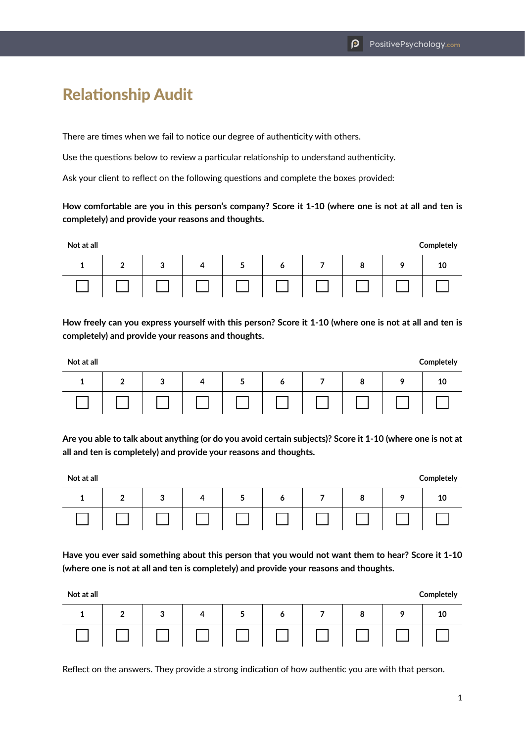# Relationship Audit

There are times when we fail to notice our degree of authenticity with others.

Use the questions below to review a particular relationship to understand authenticity.

Ask your client to reflect on the following questions and complete the boxes provided:

**How comfortable are you in this person's company? Score it 1-10 (where one is not at all and ten is completely) and provide your reasons and thoughts.**

| Not at all | | | | | | | | | Completely |
|---|---|---|---|---|---|---|---|---|---|
| 1 | 2 | 3 | 4 | 5 | 6 | 7 | 8 | 9 | 10 |
| ☐ | ☐ | ☐ | ☐ | ☐ | ☐ | ☐ | ☐ | ☐ | ☐ |

**How freely can you express yourself with this person? Score it 1-10 (where one is not at all and ten is completely) and provide your reasons and thoughts.**

| Not at all | | | | | | | | | Completely |
|---|---|---|---|---|---|---|---|---|---|
| 1 | 2 | 3 | 4 | 5 | 6 | 7 | 8 | 9 | 10 |
| ☐ | ☐ | ☐ | ☐ | ☐ | ☐ | ☐ | ☐ | ☐ | ☐ |

**Are you able to talk about anything (or do you avoid certain subjects)? Score it 1-10 (where one is not at all and ten is completely) and provide your reasons and thoughts.**

| Not at all | | | | | | | | | Completely |
|---|---|---|---|---|---|---|---|---|---|
| 1 | 2 | 3 | 4 | 5 | 6 | 7 | 8 | 9 | 10 |
| ☐ | ☐ | ☐ | ☐ | ☐ | ☐ | ☐ | ☐ | ☐ | ☐ |

**Have you ever said something about this person that you would not want them to hear? Score it 1-10 (where one is not at all and ten is completely) and provide your reasons and thoughts.**

| Not at all | | | | | | | | | Completely |
|---|---|---|---|---|---|---|---|---|---|
| 1 | 2 | 3 | 4 | 5 | 6 | 7 | 8 | 9 | 10 |
| ☐ | ☐ | ☐ | ☐ | ☐ | ☐ | ☐ | ☐ | ☐ | ☐ |

Reflect on the answers. They provide a strong indication of how authentic you are with that person.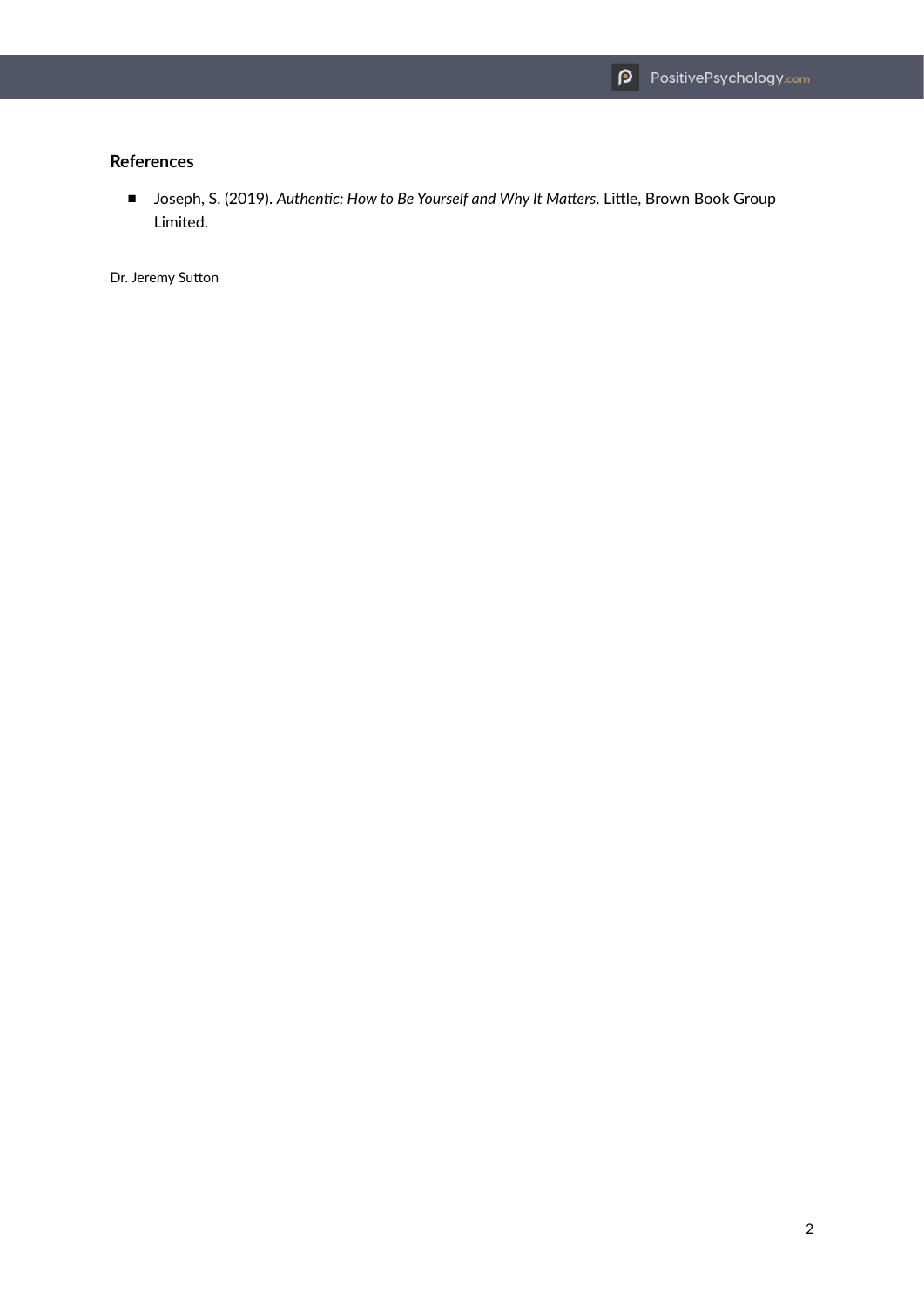**References**

- Joseph, S. (2019). *Authentic: How to Be Yourself and Why It Matters*. Little, Brown Book Group Limited.

Dr. Jeremy Sutton